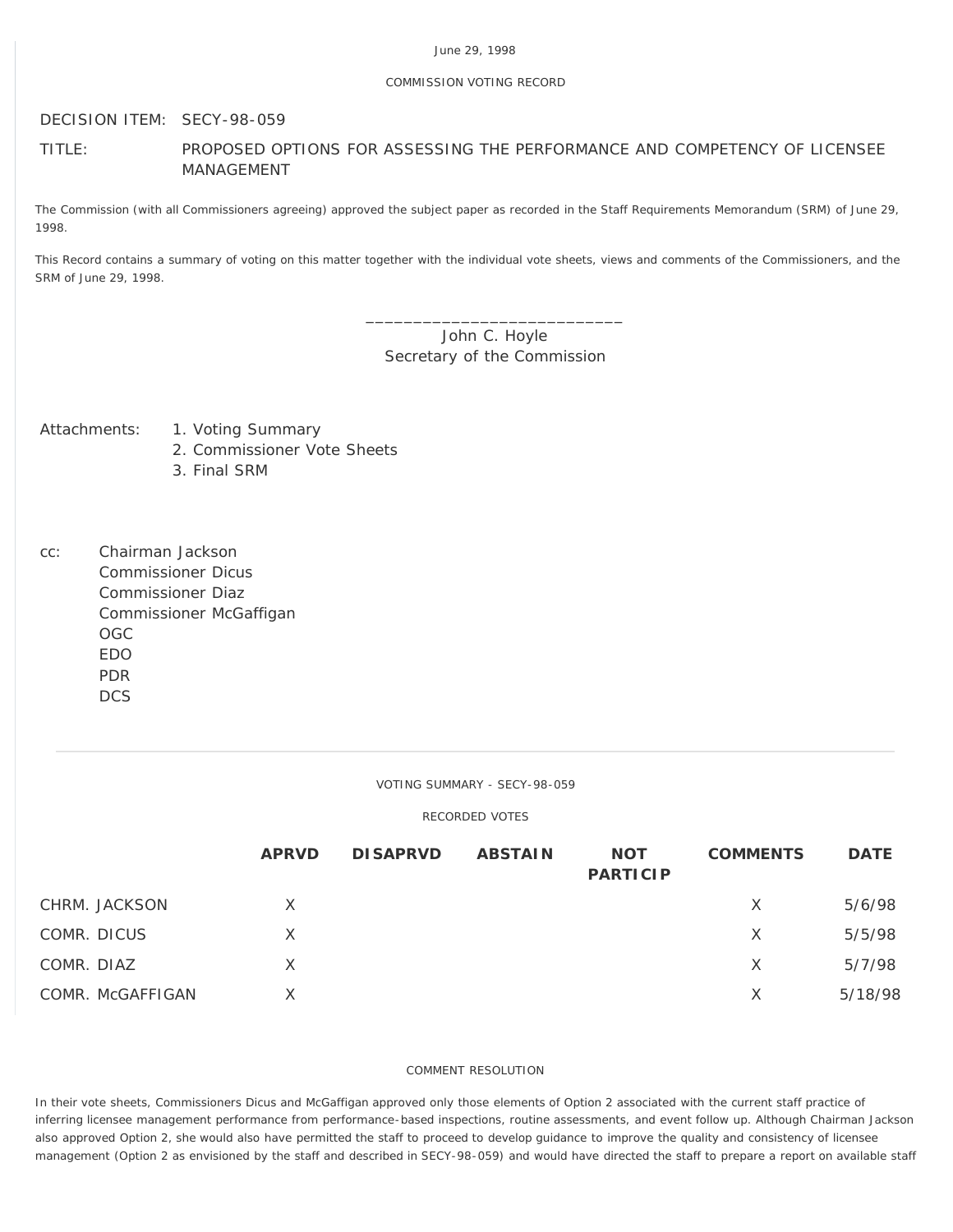June 29, 1998

COMMISSION VOTING RECORD

DECISION ITEM: SECY-98-059

TITLE: PROPOSED OPTIONS FOR ASSESSING THE PERFORMANCE AND COMPETENCY OF LICENSEE MANAGEMENT

The Commission (with all Commissioners agreeing) approved the subject paper as recorded in the Staff Requirements Memorandum (SRM) of June 29, 1998.

This Record contains a summary of voting on this matter together with the individual vote sheets, views and comments of the Commissioners, and the SRM of June 29, 1998.

\_\_\_\_\_\_\_\_\_\_\_\_\_\_\_\_\_\_\_\_\_\_\_\_\_\_\_\_
John C. Hoyle
Secretary of the Commission

Attachments:
1. Voting Summary
2. Commissioner Vote Sheets
3. Final SRM

cc:
Chairman Jackson
Commissioner Dicus
Commissioner Diaz
Commissioner McGaffigan
OGC
EDO
PDR
DCS

---

VOTING SUMMARY - SECY-98-059

RECORDED VOTES

| | APRVD | DISAPRVD | ABSTAIN | NOT PARTICIP | COMMENTS | DATE |
|---|---|---|---|---|---|---|
| CHRM. JACKSON | X | | | | X | 5/6/98 |
| COMR. DICUS | X | | | | X | 5/5/98 |
| COMR. DIAZ | X | | | | X | 5/7/98 |
| COMR. McGAFFIGAN | X | | | | X | 5/18/98 |

COMMENT RESOLUTION

In their vote sheets, Commissioners Dicus and McGaffigan approved only those elements of Option 2 associated with the current staff practice of inferring licensee management performance from performance-based inspections, routine assessments, and event follow up. Although Chairman Jackson also approved Option 2, she would also have permitted the staff to proceed to develop guidance to improve the quality and consistency of licensee management (Option 2 as envisioned by the staff and described in SECY-98-059) and would have directed the staff to prepare a report on available staff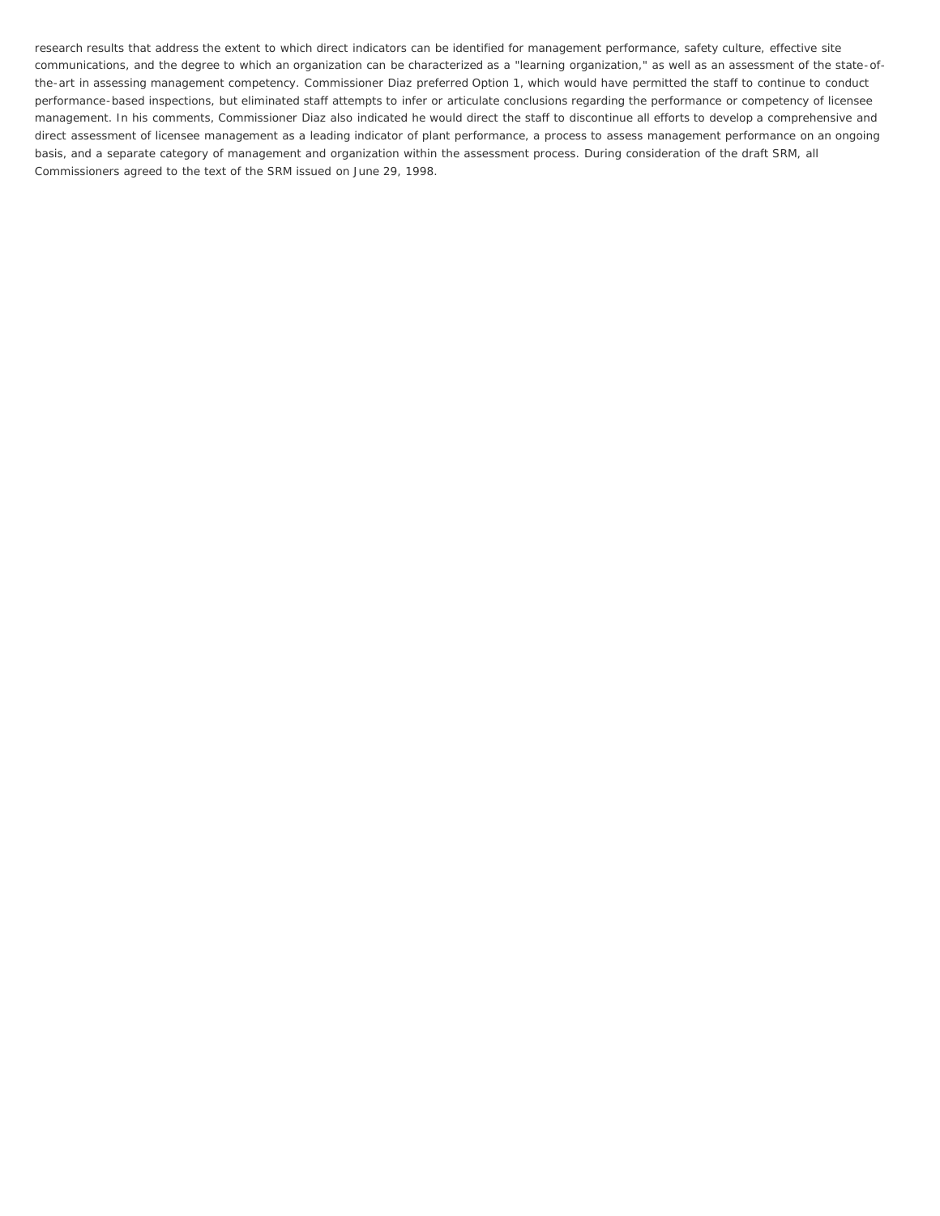research results that address the extent to which direct indicators can be identified for management performance, safety culture, effective site communications, and the degree to which an organization can be characterized as a "learning organization," as well as an assessment of the state-of-the-art in assessing management competency. Commissioner Diaz preferred Option 1, which would have permitted the staff to continue to conduct performance-based inspections, but eliminated staff attempts to infer or articulate conclusions regarding the performance or competency of licensee management. In his comments, Commissioner Diaz also indicated he would direct the staff to discontinue all efforts to develop a comprehensive and direct assessment of licensee management as a leading indicator of plant performance, a process to assess management performance on an ongoing basis, and a separate category of management and organization within the assessment process. During consideration of the draft SRM, all Commissioners agreed to the text of the SRM issued on June 29, 1998.